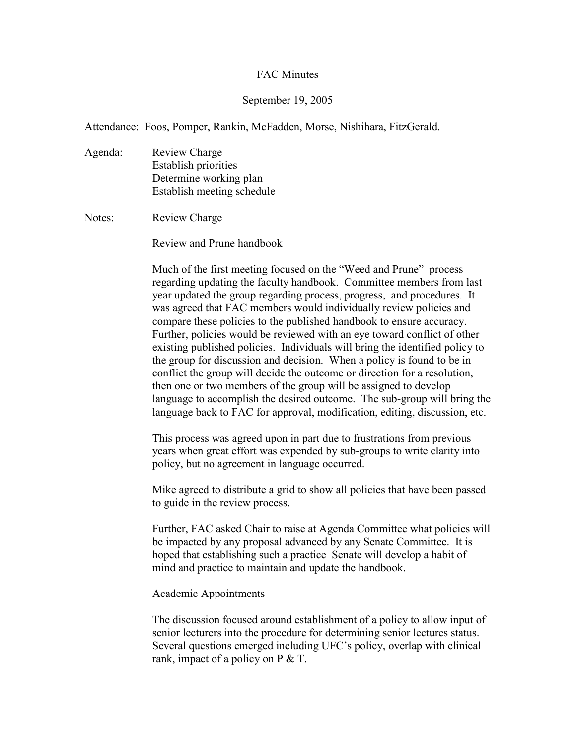FAC Minutes

September 19, 2005

Attendance: Foos, Pomper, Rankin, McFadden, Morse, Nishihara, FitzGerald.

Agenda:

- Review Charge
- Establish priorities
- Determine working plan
- Establish meeting schedule

Notes:

Review Charge

Review and Prune handbook

Much of the first meeting focused on the "Weed and Prune" process regarding updating the faculty handbook. Committee members from last year updated the group regarding process, progress, and procedures. It was agreed that FAC members would individually review policies and compare these policies to the published handbook to ensure accuracy. Further, policies would be reviewed with an eye toward conflict of other existing published policies. Individuals will bring the identified policy to the group for discussion and decision. When a policy is found to be in conflict the group will decide the outcome or direction for a resolution, then one or two members of the group will be assigned to develop language to accomplish the desired outcome. The sub-group will bring the language back to FAC for approval, modification, editing, discussion, etc.

This process was agreed upon in part due to frustrations from previous years when great effort was expended by sub-groups to write clarity into policy, but no agreement in language occurred.

Mike agreed to distribute a grid to show all policies that have been passed to guide in the review process.

Further, FAC asked Chair to raise at Agenda Committee what policies will be impacted by any proposal advanced by any Senate Committee. It is hoped that establishing such a practice Senate will develop a habit of mind and practice to maintain and update the handbook.

Academic Appointments

The discussion focused around establishment of a policy to allow input of senior lecturers into the procedure for determining senior lectures status. Several questions emerged including UFC's policy, overlap with clinical rank, impact of a policy on P & T.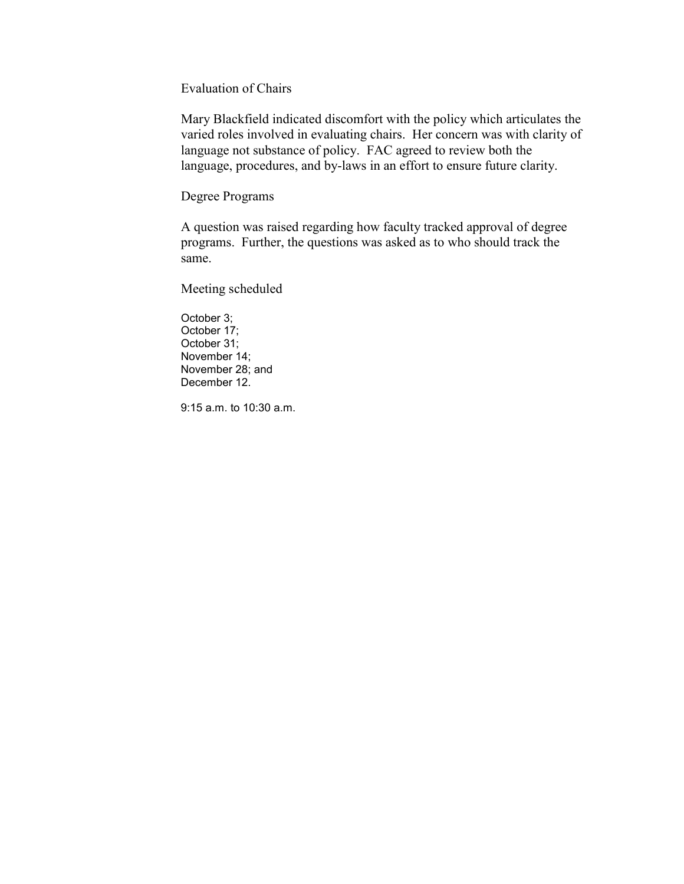Evaluation of Chairs

Mary Blackfield indicated discomfort with the policy which articulates the varied roles involved in evaluating chairs. Her concern was with clarity of language not substance of policy. FAC agreed to review both the language, procedures, and by-laws in an effort to ensure future clarity.

Degree Programs

A question was raised regarding how faculty tracked approval of degree programs. Further, the questions was asked as to who should track the same.

Meeting scheduled

October 3;
October 17;
October 31;
November 14;
November 28; and
December 12.

9:15 a.m. to 10:30 a.m.